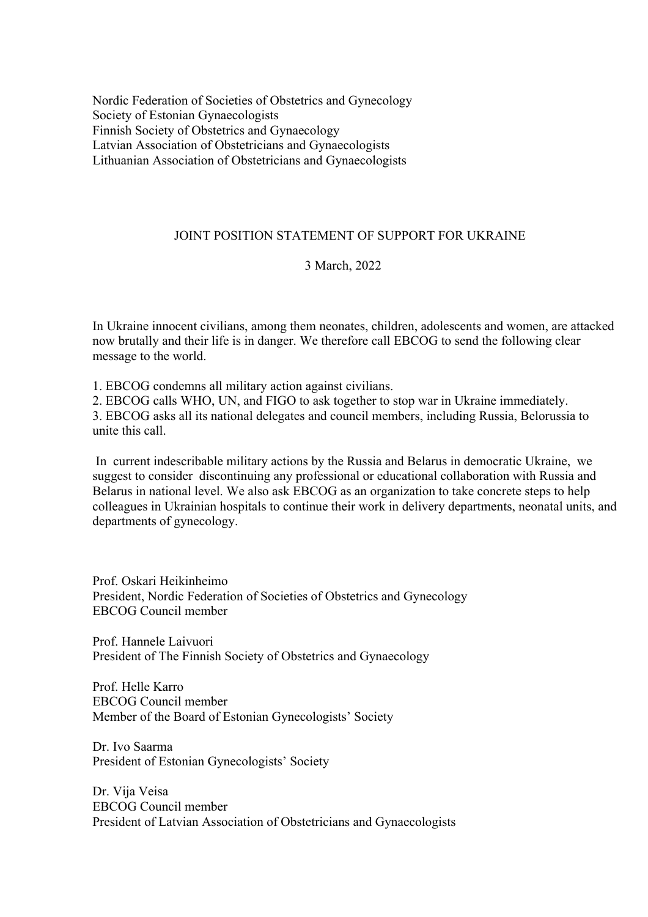Nordic Federation of Societies of Obstetrics and Gynecology
Society of Estonian Gynaecologists
Finnish Society of Obstetrics and Gynaecology
Latvian Association of Obstetricians and Gynaecologists
Lithuanian Association of Obstetricians and Gynaecologists

# JOINT POSITION STATEMENT OF SUPPORT FOR UKRAINE

3 March, 2022

In Ukraine innocent civilians, among them neonates, children, adolescents and women, are attacked now brutally and their life is in danger. We therefore call EBCOG to send the following clear message to the world.

1. EBCOG condemns all military action against civilians.
2. EBCOG calls WHO, UN, and FIGO to ask together to stop war in Ukraine immediately.
3. EBCOG asks all its national delegates and council members, including Russia, Belorussia to unite this call.

In current indescribable military actions by the Russia and Belarus in democratic Ukraine, we suggest to consider discontinuing any professional or educational collaboration with Russia and Belarus in national level. We also ask EBCOG as an organization to take concrete steps to help colleagues in Ukrainian hospitals to continue their work in delivery departments, neonatal units, and departments of gynecology.

Prof. Oskari Heikinheimo
President, Nordic Federation of Societies of Obstetrics and Gynecology
EBCOG Council member

Prof. Hannele Laivuori
President of The Finnish Society of Obstetrics and Gynaecology

Prof. Helle Karro
EBCOG Council member
Member of the Board of Estonian Gynecologists' Society

Dr. Ivo Saarma
President of Estonian Gynecologists' Society

Dr. Vija Veisa
EBCOG Council member
President of Latvian Association of Obstetricians and Gynaecologists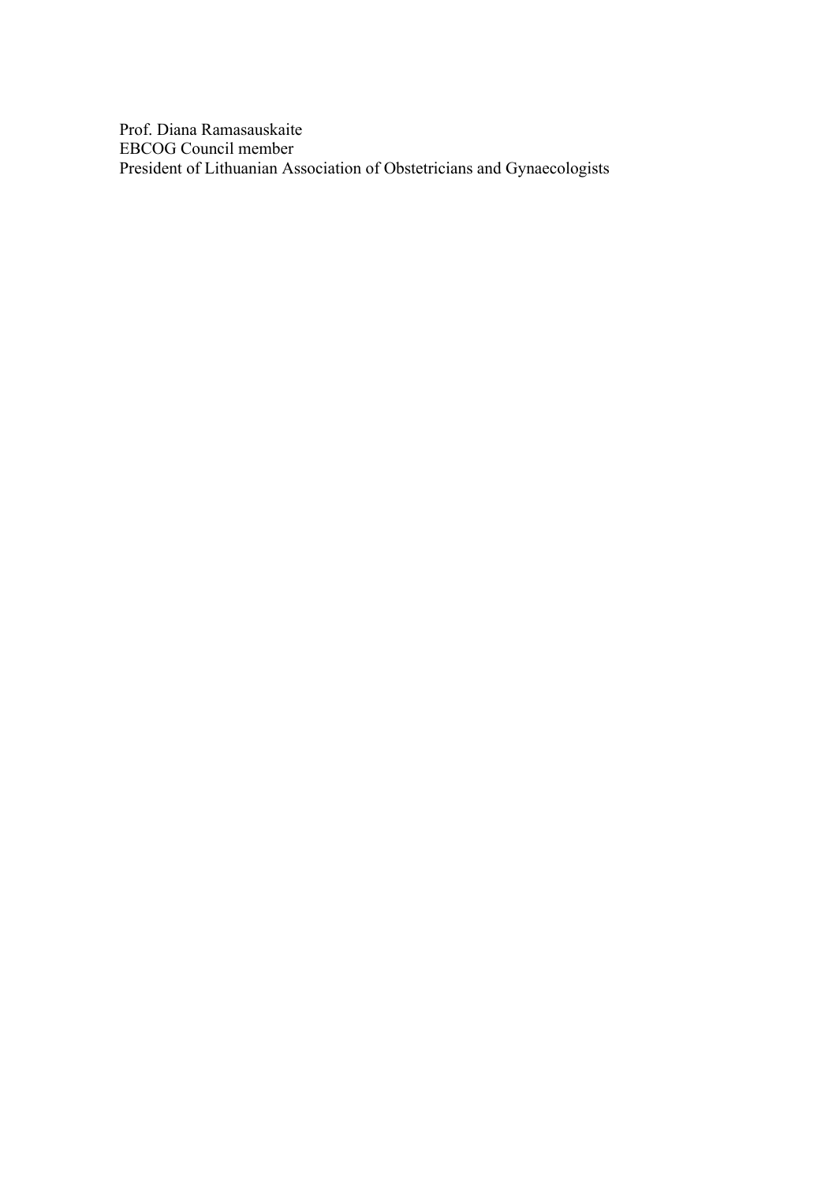Prof. Diana Ramasauskaite
EBCOG Council member
President of Lithuanian Association of Obstetricians and Gynaecologists